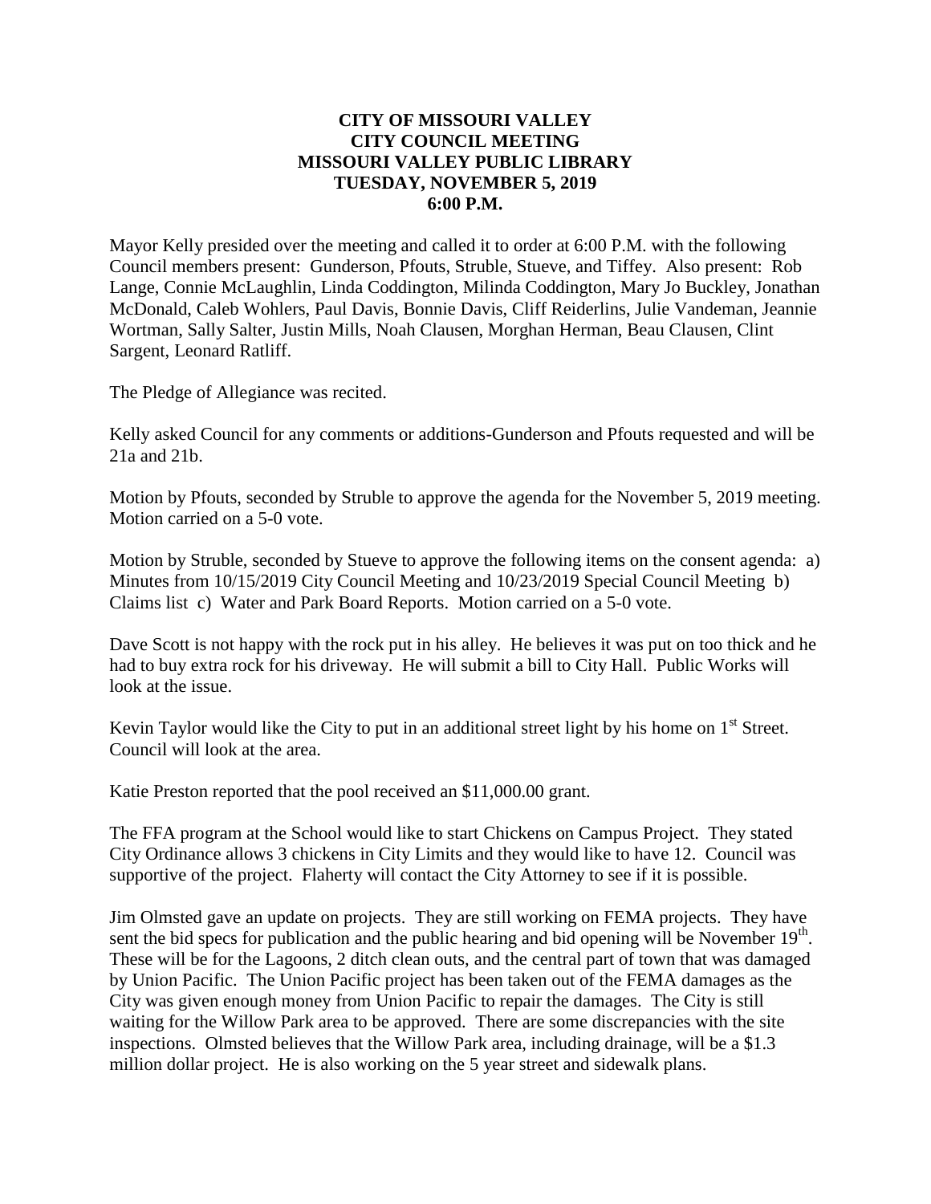**CITY OF MISSOURI VALLEY**
**CITY COUNCIL MEETING**
**MISSOURI VALLEY PUBLIC LIBRARY**
**TUESDAY, NOVEMBER 5, 2019**
**6:00 P.M.**

Mayor Kelly presided over the meeting and called it to order at 6:00 P.M. with the following Council members present: Gunderson, Pfouts, Struble, Stueve, and Tiffey. Also present: Rob Lange, Connie McLaughlin, Linda Coddington, Milinda Coddington, Mary Jo Buckley, Jonathan McDonald, Caleb Wohlers, Paul Davis, Bonnie Davis, Cliff Reiderlins, Julie Vandeman, Jeannie Wortman, Sally Salter, Justin Mills, Noah Clausen, Morghan Herman, Beau Clausen, Clint Sargent, Leonard Ratliff.

The Pledge of Allegiance was recited.

Kelly asked Council for any comments or additions-Gunderson and Pfouts requested and will be 21a and 21b.

Motion by Pfouts, seconded by Struble to approve the agenda for the November 5, 2019 meeting. Motion carried on a 5-0 vote.

Motion by Struble, seconded by Stueve to approve the following items on the consent agenda: a) Minutes from 10/15/2019 City Council Meeting and 10/23/2019 Special Council Meeting b) Claims list c) Water and Park Board Reports. Motion carried on a 5-0 vote.

Dave Scott is not happy with the rock put in his alley. He believes it was put on too thick and he had to buy extra rock for his driveway. He will submit a bill to City Hall. Public Works will look at the issue.

Kevin Taylor would like the City to put in an additional street light by his home on 1st Street. Council will look at the area.

Katie Preston reported that the pool received an $11,000.00 grant.

The FFA program at the School would like to start Chickens on Campus Project. They stated City Ordinance allows 3 chickens in City Limits and they would like to have 12. Council was supportive of the project. Flaherty will contact the City Attorney to see if it is possible.

Jim Olmsted gave an update on projects. They are still working on FEMA projects. They have sent the bid specs for publication and the public hearing and bid opening will be November 19th. These will be for the Lagoons, 2 ditch clean outs, and the central part of town that was damaged by Union Pacific. The Union Pacific project has been taken out of the FEMA damages as the City was given enough money from Union Pacific to repair the damages. The City is still waiting for the Willow Park area to be approved. There are some discrepancies with the site inspections. Olmsted believes that the Willow Park area, including drainage, will be a $1.3 million dollar project. He is also working on the 5 year street and sidewalk plans.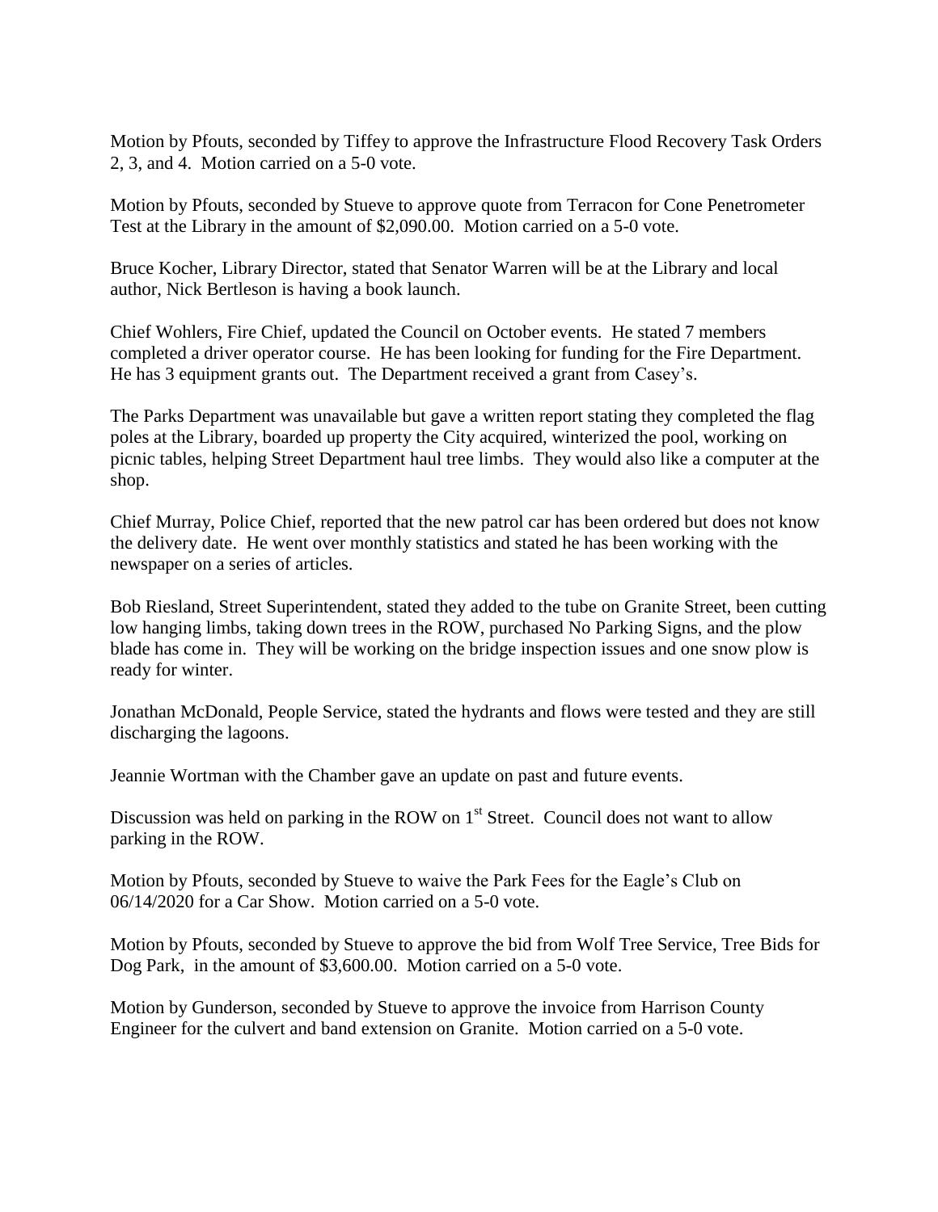Motion by Pfouts, seconded by Tiffey to approve the Infrastructure Flood Recovery Task Orders 2, 3, and 4. Motion carried on a 5-0 vote.

Motion by Pfouts, seconded by Stueve to approve quote from Terracon for Cone Penetrometer Test at the Library in the amount of $2,090.00. Motion carried on a 5-0 vote.

Bruce Kocher, Library Director, stated that Senator Warren will be at the Library and local author, Nick Bertleson is having a book launch.

Chief Wohlers, Fire Chief, updated the Council on October events. He stated 7 members completed a driver operator course. He has been looking for funding for the Fire Department. He has 3 equipment grants out. The Department received a grant from Casey's.

The Parks Department was unavailable but gave a written report stating they completed the flag poles at the Library, boarded up property the City acquired, winterized the pool, working on picnic tables, helping Street Department haul tree limbs. They would also like a computer at the shop.

Chief Murray, Police Chief, reported that the new patrol car has been ordered but does not know the delivery date. He went over monthly statistics and stated he has been working with the newspaper on a series of articles.

Bob Riesland, Street Superintendent, stated they added to the tube on Granite Street, been cutting low hanging limbs, taking down trees in the ROW, purchased No Parking Signs, and the plow blade has come in. They will be working on the bridge inspection issues and one snow plow is ready for winter.

Jonathan McDonald, People Service, stated the hydrants and flows were tested and they are still discharging the lagoons.

Jeannie Wortman with the Chamber gave an update on past and future events.

Discussion was held on parking in the ROW on 1st Street. Council does not want to allow parking in the ROW.

Motion by Pfouts, seconded by Stueve to waive the Park Fees for the Eagle's Club on 06/14/2020 for a Car Show. Motion carried on a 5-0 vote.

Motion by Pfouts, seconded by Stueve to approve the bid from Wolf Tree Service, Tree Bids for Dog Park, in the amount of $3,600.00. Motion carried on a 5-0 vote.

Motion by Gunderson, seconded by Stueve to approve the invoice from Harrison County Engineer for the culvert and band extension on Granite. Motion carried on a 5-0 vote.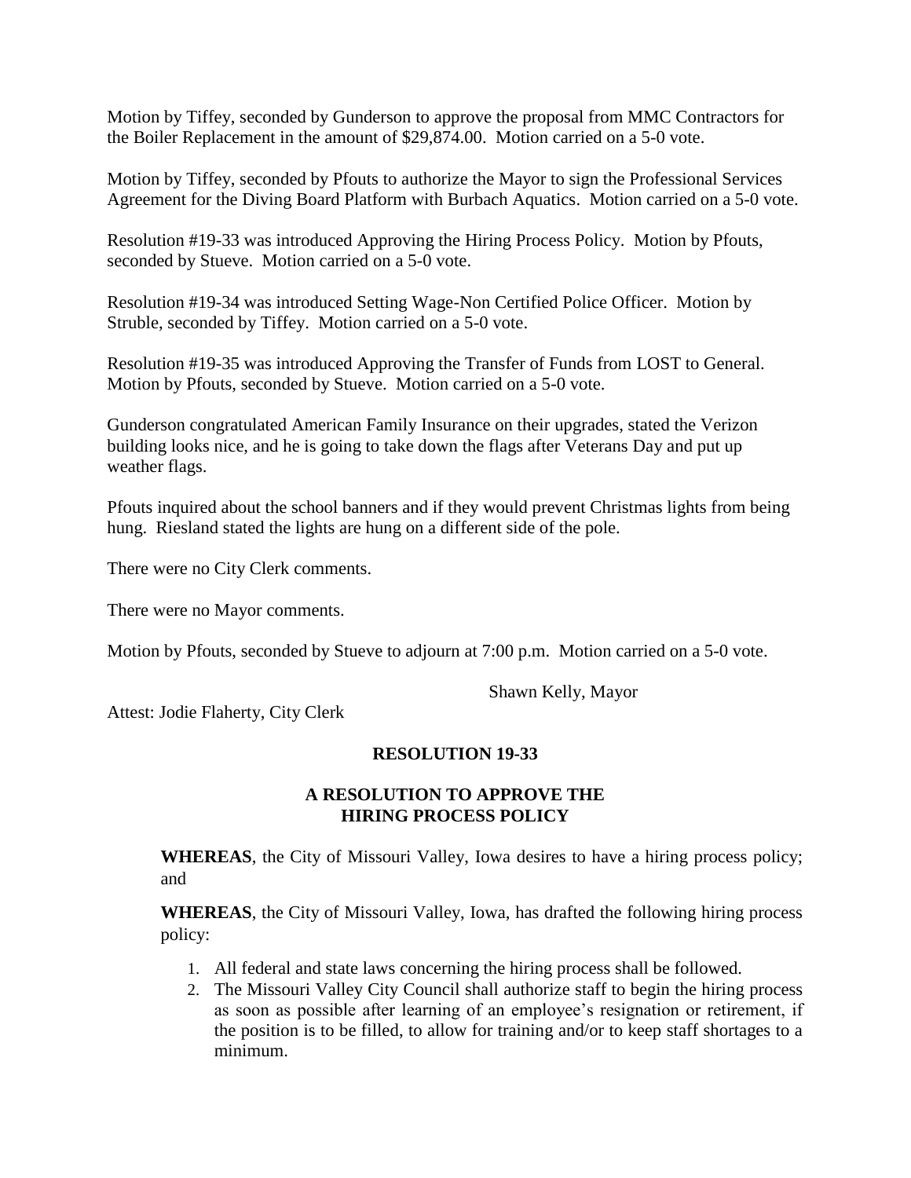Motion by Tiffey, seconded by Gunderson to approve the proposal from MMC Contractors for the Boiler Replacement in the amount of $29,874.00. Motion carried on a 5-0 vote.

Motion by Tiffey, seconded by Pfouts to authorize the Mayor to sign the Professional Services Agreement for the Diving Board Platform with Burbach Aquatics. Motion carried on a 5-0 vote.

Resolution #19-33 was introduced Approving the Hiring Process Policy. Motion by Pfouts, seconded by Stueve. Motion carried on a 5-0 vote.

Resolution #19-34 was introduced Setting Wage-Non Certified Police Officer. Motion by Struble, seconded by Tiffey. Motion carried on a 5-0 vote.

Resolution #19-35 was introduced Approving the Transfer of Funds from LOST to General. Motion by Pfouts, seconded by Stueve. Motion carried on a 5-0 vote.

Gunderson congratulated American Family Insurance on their upgrades, stated the Verizon building looks nice, and he is going to take down the flags after Veterans Day and put up weather flags.

Pfouts inquired about the school banners and if they would prevent Christmas lights from being hung. Riesland stated the lights are hung on a different side of the pole.

There were no City Clerk comments.

There were no Mayor comments.

Motion by Pfouts, seconded by Stueve to adjourn at 7:00 p.m. Motion carried on a 5-0 vote.

Shawn Kelly, Mayor

Attest: Jodie Flaherty, City Clerk

**RESOLUTION 19-33**

**A RESOLUTION TO APPROVE THE HIRING PROCESS POLICY**

**WHEREAS**, the City of Missouri Valley, Iowa desires to have a hiring process policy; and

**WHEREAS**, the City of Missouri Valley, Iowa, has drafted the following hiring process policy:

1. All federal and state laws concerning the hiring process shall be followed.
2. The Missouri Valley City Council shall authorize staff to begin the hiring process as soon as possible after learning of an employee's resignation or retirement, if the position is to be filled, to allow for training and/or to keep staff shortages to a minimum.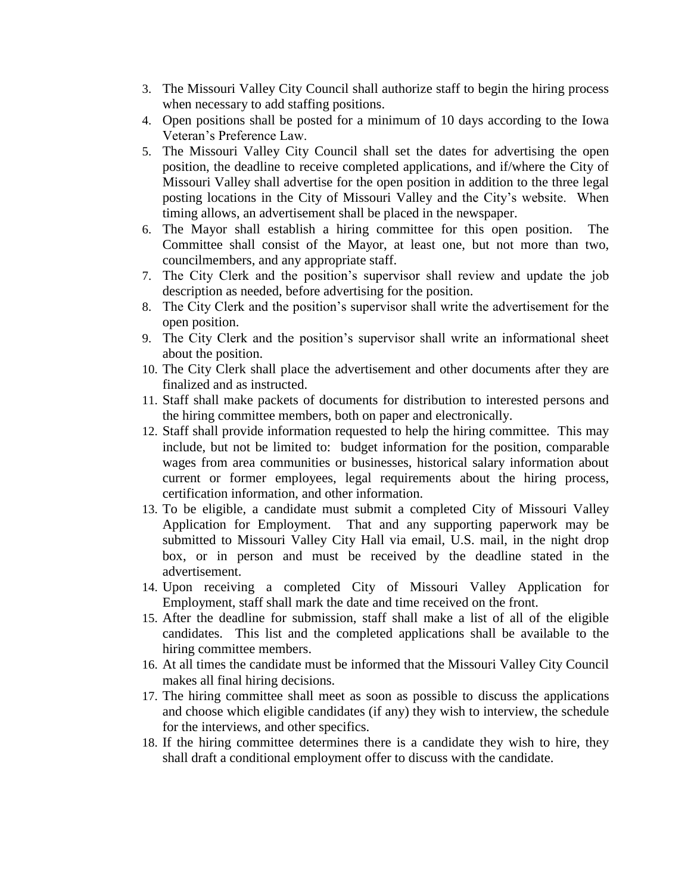3. The Missouri Valley City Council shall authorize staff to begin the hiring process when necessary to add staffing positions.
4. Open positions shall be posted for a minimum of 10 days according to the Iowa Veteran's Preference Law.
5. The Missouri Valley City Council shall set the dates for advertising the open position, the deadline to receive completed applications, and if/where the City of Missouri Valley shall advertise for the open position in addition to the three legal posting locations in the City of Missouri Valley and the City's website. When timing allows, an advertisement shall be placed in the newspaper.
6. The Mayor shall establish a hiring committee for this open position. The Committee shall consist of the Mayor, at least one, but not more than two, councilmembers, and any appropriate staff.
7. The City Clerk and the position's supervisor shall review and update the job description as needed, before advertising for the position.
8. The City Clerk and the position's supervisor shall write the advertisement for the open position.
9. The City Clerk and the position's supervisor shall write an informational sheet about the position.
10. The City Clerk shall place the advertisement and other documents after they are finalized and as instructed.
11. Staff shall make packets of documents for distribution to interested persons and the hiring committee members, both on paper and electronically.
12. Staff shall provide information requested to help the hiring committee. This may include, but not be limited to: budget information for the position, comparable wages from area communities or businesses, historical salary information about current or former employees, legal requirements about the hiring process, certification information, and other information.
13. To be eligible, a candidate must submit a completed City of Missouri Valley Application for Employment. That and any supporting paperwork may be submitted to Missouri Valley City Hall via email, U.S. mail, in the night drop box, or in person and must be received by the deadline stated in the advertisement.
14. Upon receiving a completed City of Missouri Valley Application for Employment, staff shall mark the date and time received on the front.
15. After the deadline for submission, staff shall make a list of all of the eligible candidates. This list and the completed applications shall be available to the hiring committee members.
16. At all times the candidate must be informed that the Missouri Valley City Council makes all final hiring decisions.
17. The hiring committee shall meet as soon as possible to discuss the applications and choose which eligible candidates (if any) they wish to interview, the schedule for the interviews, and other specifics.
18. If the hiring committee determines there is a candidate they wish to hire, they shall draft a conditional employment offer to discuss with the candidate.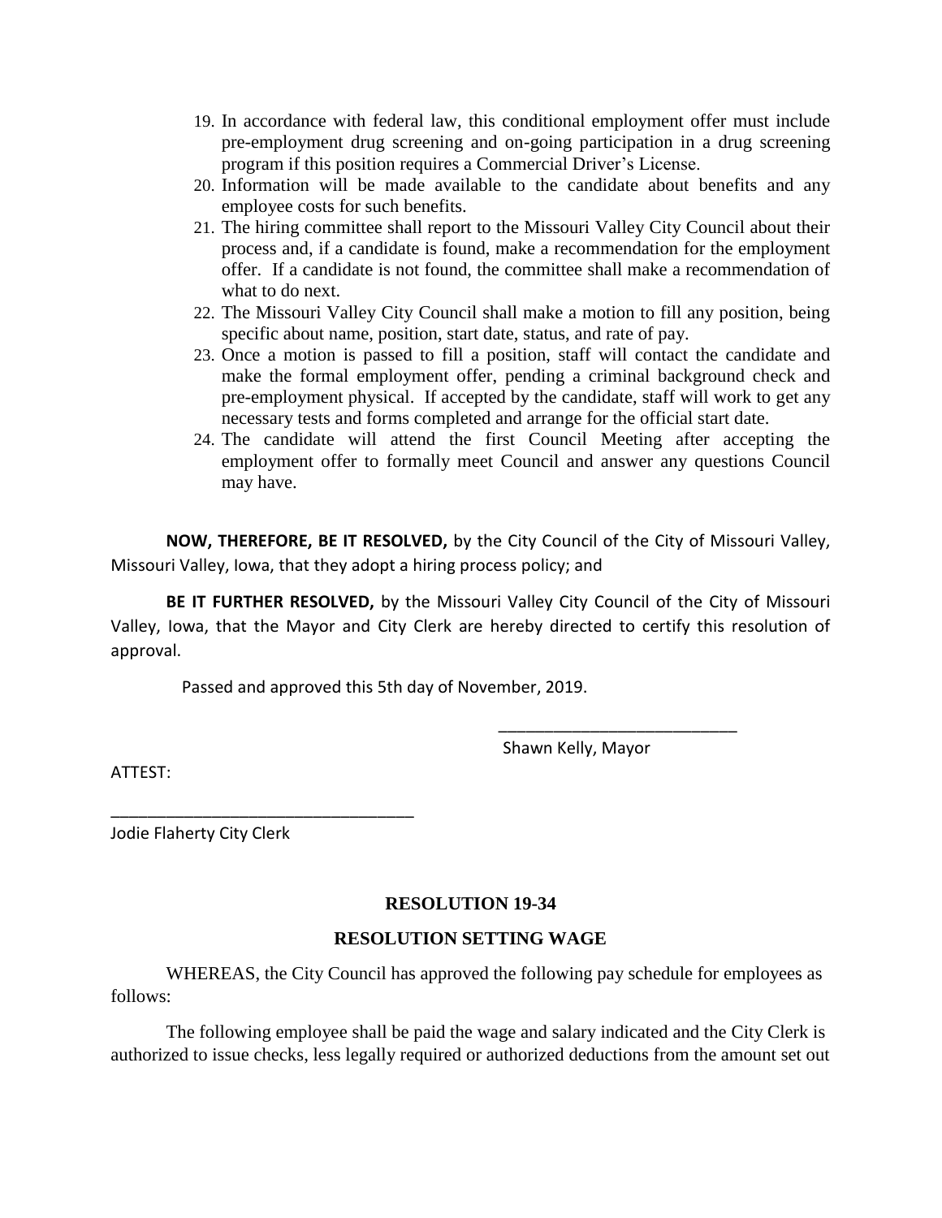19. In accordance with federal law, this conditional employment offer must include pre-employment drug screening and on-going participation in a drug screening program if this position requires a Commercial Driver's License.
20. Information will be made available to the candidate about benefits and any employee costs for such benefits.
21. The hiring committee shall report to the Missouri Valley City Council about their process and, if a candidate is found, make a recommendation for the employment offer. If a candidate is not found, the committee shall make a recommendation of what to do next.
22. The Missouri Valley City Council shall make a motion to fill any position, being specific about name, position, start date, status, and rate of pay.
23. Once a motion is passed to fill a position, staff will contact the candidate and make the formal employment offer, pending a criminal background check and pre-employment physical. If accepted by the candidate, staff will work to get any necessary tests and forms completed and arrange for the official start date.
24. The candidate will attend the first Council Meeting after accepting the employment offer to formally meet Council and answer any questions Council may have.

**NOW, THEREFORE, BE IT RESOLVED,** by the City Council of the City of Missouri Valley, Missouri Valley, Iowa, that they adopt a hiring process policy; and

**BE IT FURTHER RESOLVED,** by the Missouri Valley City Council of the City of Missouri Valley, Iowa, that the Mayor and City Clerk are hereby directed to certify this resolution of approval.

Passed and approved this 5th day of November, 2019.

___________________________
Shawn Kelly, Mayor

ATTEST:

___________________________________
Jodie Flaherty City Clerk

## RESOLUTION 19-34

## RESOLUTION SETTING WAGE

WHEREAS, the City Council has approved the following pay schedule for employees as follows:

The following employee shall be paid the wage and salary indicated and the City Clerk is authorized to issue checks, less legally required or authorized deductions from the amount set out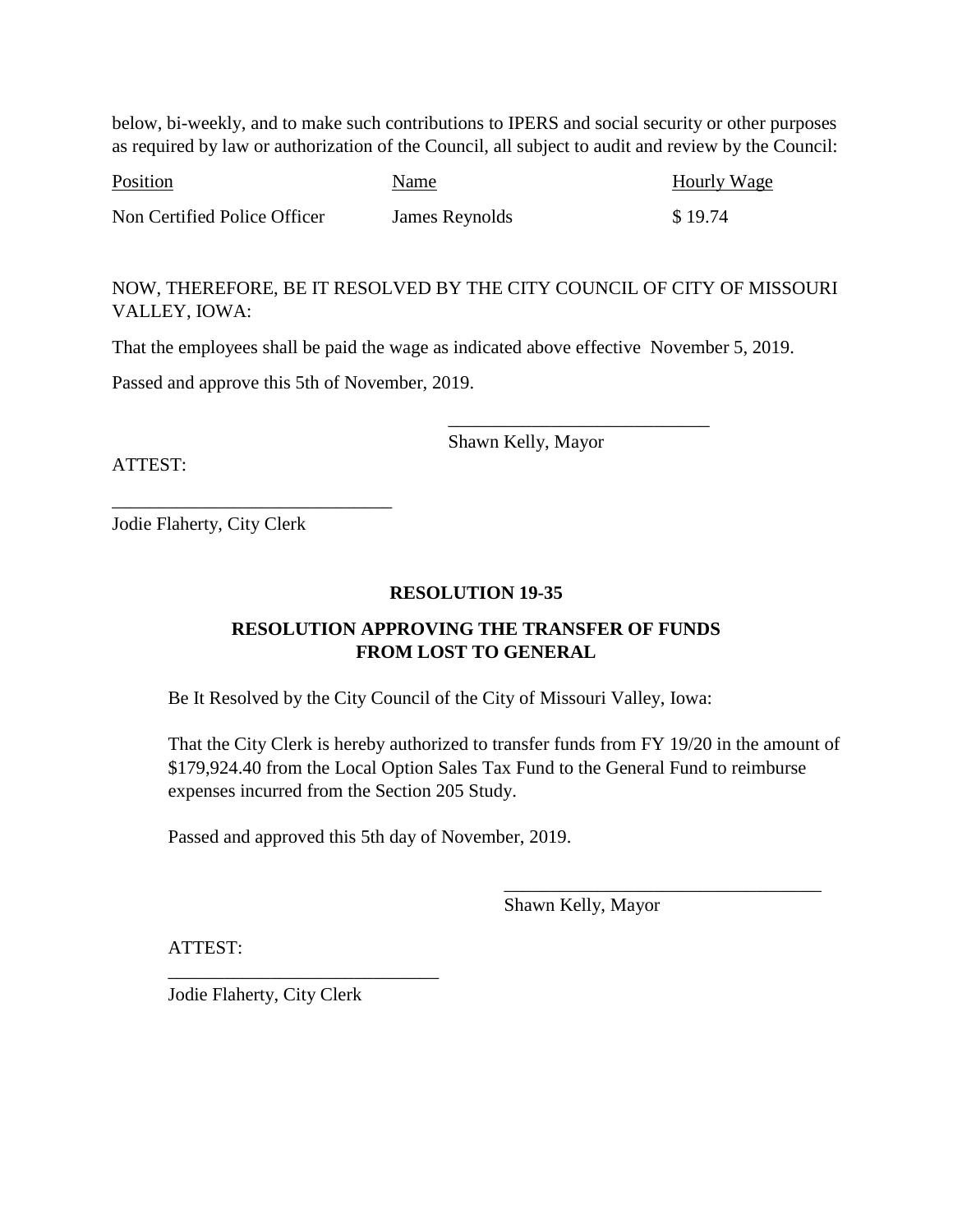below, bi-weekly, and to make such contributions to IPERS and social security or other purposes as required by law or authorization of the Council, all subject to audit and review by the Council:

| Position | Name | Hourly Wage |
|---|---|---|
| Non Certified Police Officer | James Reynolds | $ 19.74 |

NOW, THEREFORE, BE IT RESOLVED BY THE CITY COUNCIL OF CITY OF MISSOURI VALLEY, IOWA:

That the employees shall be paid the wage as indicated above effective November 5, 2019.

Passed and approve this 5th of November, 2019.

\_\_\_\_\_\_\_\_\_\_\_\_\_\_\_\_\_\_\_\_\_\_\_\_\_\_\_\_
Shawn Kelly, Mayor

ATTEST:

\_\_\_\_\_\_\_\_\_\_\_\_\_\_\_\_\_\_\_\_\_\_\_\_\_\_\_\_\_\_
Jodie Flaherty, City Clerk

**RESOLUTION 19-35**

**RESOLUTION APPROVING THE TRANSFER OF FUNDS FROM LOST TO GENERAL**

Be It Resolved by the City Council of the City of Missouri Valley, Iowa:

That the City Clerk is hereby authorized to transfer funds from FY 19/20 in the amount of $179,924.40 from the Local Option Sales Tax Fund to the General Fund to reimburse expenses incurred from the Section 205 Study.

Passed and approved this 5th day of November, 2019.

\_\_\_\_\_\_\_\_\_\_\_\_\_\_\_\_\_\_\_\_\_\_\_\_\_\_\_\_\_\_\_\_\_\_
Shawn Kelly, Mayor

ATTEST:

\_\_\_\_\_\_\_\_\_\_\_\_\_\_\_\_\_\_\_\_\_\_\_\_\_\_\_\_\_
Jodie Flaherty, City Clerk